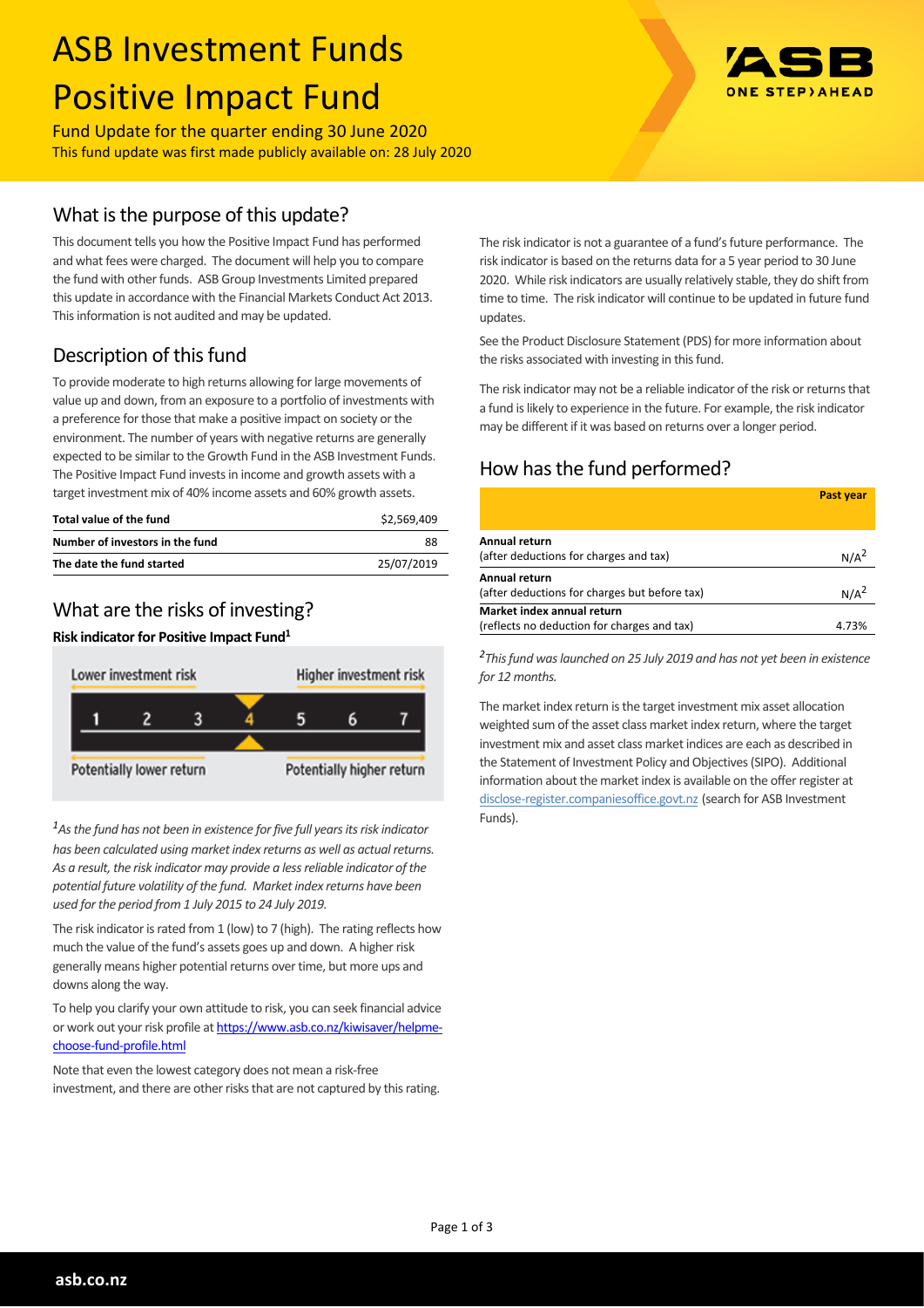# ASB Investment Funds
# Positive Impact Fund

Fund Update for the quarter ending 30 June 2020

This fund update was first made publicly available on: 28 July 2020

## What is the purpose of this update?

This document tells you how the Positive Impact Fund has performed and what fees were charged. The document will help you to compare the fund with other funds. ASB Group Investments Limited prepared this update in accordance with the Financial Markets Conduct Act 2013. This information is not audited and may be updated.

## Description of this fund

To provide moderate to high returns allowing for large movements of value up and down, from an exposure to a portfolio of investments with a preference for those that make a positive impact on society or the environment. The number of years with negative returns are generally expected to be similar to the Growth Fund in the ASB Investment Funds. The Positive Impact Fund invests in income and growth assets with a target investment mix of 40% income assets and 60% growth assets.

| | |
|---|---|
| **Total value of the fund** | $2,569,409 |
| **Number of investors in the fund** | 88 |
| **The date the fund started** | 25/07/2019 |

## What are the risks of investing?

**Risk indicator for Positive Impact Fund[1]**

| Lower investment risk | | | | | | Higher investment risk |
|---|---|---|---|---|---|---|
| 1 | 2 | 3 | **4** | 5 | 6 | 7 |
| Potentially lower return | | | | | | Potentially higher return |

*[1]As the fund has not been in existence for five full years its risk indicator has been calculated using market index returns as well as actual returns. As a result, the risk indicator may provide a less reliable indicator of the potential future volatility of the fund. Market index returns have been used for the period from 1 July 2015 to 24 July 2019.*

The risk indicator is rated from 1 (low) to 7 (high). The rating reflects how much the value of the fund's assets goes up and down. A higher risk generally means higher potential returns over time, but more ups and downs along the way.

To help you clarify your own attitude to risk, you can seek financial advice or work out your risk profile at https://www.asb.co.nz/kiwisaver/helpme-choose-fund-profile.html

Note that even the lowest category does not mean a risk-free investment, and there are other risks that are not captured by this rating.

The risk indicator is not a guarantee of a fund's future performance. The risk indicator is based on the returns data for a 5 year period to 30 June 2020. While risk indicators are usually relatively stable, they do shift from time to time. The risk indicator will continue to be updated in future fund updates.

See the Product Disclosure Statement (PDS) for more information about the risks associated with investing in this fund.

The risk indicator may not be a reliable indicator of the risk or returns that a fund is likely to experience in the future. For example, the risk indicator may be different if it was based on returns over a longer period.

## How has the fund performed?

| | **Past year** |
|---|---|
| **Annual return** (after deductions for charges and tax) | N/A[2] |
| **Annual return** (after deductions for charges but before tax) | N/A[2] |
| **Market index annual return** (reflects no deduction for charges and tax) | 4.73% |

*[2]This fund was launched on 25 July 2019 and has not yet been in existence for 12 months.*

The market index return is the target investment mix asset allocation weighted sum of the asset class market index return, where the target investment mix and asset class market indices are each as described in the Statement of Investment Policy and Objectives (SIPO). Additional information about the market index is available on the offer register at disclose-register.companiesoffice.govt.nz (search for ASB Investment Funds).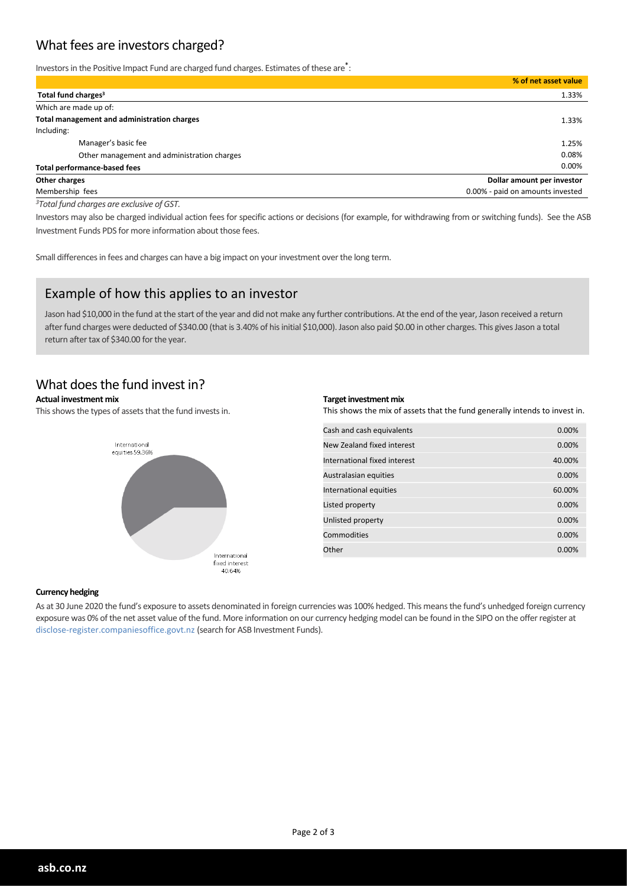## What fees are investors charged?

Investors in the Positive Impact Fund are charged fund charges. Estimates of these are*:

| | % of net asset value |
|---|---|
| **Total fund charges[3]** | 1.33% |
| Which are made up of: | |
| **Total management and administration charges** | 1.33% |
| Including: | |
| Manager's basic fee | 1.25% |
| Other management and administration charges | 0.08% |
| **Total performance-based fees** | 0.00% |
| **Other charges** | **Dollar amount per investor** |
| Membership fees | 0.00% - paid on amounts invested |

*[3]Total fund charges are exclusive of GST.*

Investors may also be charged individual action fees for specific actions or decisions (for example, for withdrawing from or switching funds). See the ASB Investment Funds PDS for more information about those fees.

Small differences in fees and charges can have a big impact on your investment over the long term.

### Example of how this applies to an investor

Jason had $10,000 in the fund at the start of the year and did not make any further contributions. At the end of the year, Jason received a return after fund charges were deducted of $340.00 (that is 3.40% of his initial $10,000). Jason also paid $0.00 in other charges. This gives Jason a total return after tax of $340.00 for the year.

## What does the fund invest in?

**Actual investment mix**

This shows the types of assets that the fund invests in.

International equities 59.36%

International fixed interest 40.64%

**Target investment mix**

This shows the mix of assets that the fund generally intends to invest in.

| Asset | % |
|---|---|
| Cash and cash equivalents | 0.00% |
| New Zealand fixed interest | 0.00% |
| International fixed interest | 40.00% |
| Australasian equities | 0.00% |
| International equities | 60.00% |
| Listed property | 0.00% |
| Unlisted property | 0.00% |
| Commodities | 0.00% |
| Other | 0.00% |

**Currency hedging**

As at 30 June 2020 the fund's exposure to assets denominated in foreign currencies was 100% hedged. This means the fund's unhedged foreign currency exposure was 0% of the net asset value of the fund. More information on our currency hedging model can be found in the SIPO on the offer register at disclose-register.companiesoffice.govt.nz (search for ASB Investment Funds).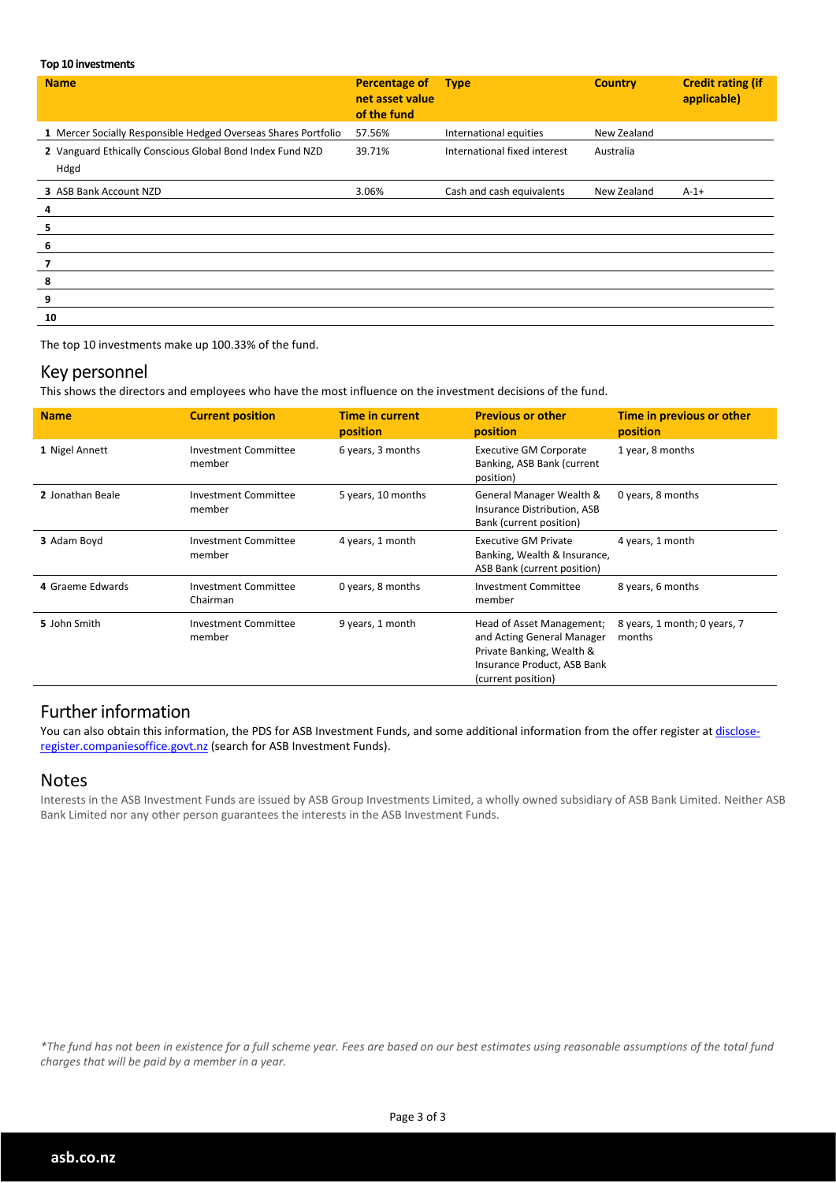**Top 10 investments**

| Name | Percentage of net asset value of the fund | Type | Country | Credit rating (if applicable) |
|---|---|---|---|---|
| 1 Mercer Socially Responsible Hedged Overseas Shares Portfolio | 57.56% | International equities | New Zealand | |
| 2 Vanguard Ethically Conscious Global Bond Index Fund NZD Hdgd | 39.71% | International fixed interest | Australia | |
| 3 ASB Bank Account NZD | 3.06% | Cash and cash equivalents | New Zealand | A-1+ |
| 4 | | | | |
| 5 | | | | |
| 6 | | | | |
| 7 | | | | |
| 8 | | | | |
| 9 | | | | |
| 10 | | | | |

The top 10 investments make up 100.33% of the fund.

## Key personnel

This shows the directors and employees who have the most influence on the investment decisions of the fund.

| Name | Current position | Time in current position | Previous or other position | Time in previous or other position |
|---|---|---|---|---|
| 1 Nigel Annett | Investment Committee member | 6 years, 3 months | Executive GM Corporate Banking, ASB Bank (current position) | 1 year, 8 months |
| 2 Jonathan Beale | Investment Committee member | 5 years, 10 months | General Manager Wealth & Insurance Distribution, ASB Bank (current position) | 0 years, 8 months |
| 3 Adam Boyd | Investment Committee member | 4 years, 1 month | Executive GM Private Banking, Wealth & Insurance, ASB Bank (current position) | 4 years, 1 month |
| 4 Graeme Edwards | Investment Committee Chairman | 0 years, 8 months | Investment Committee member | 8 years, 6 months |
| 5 John Smith | Investment Committee member | 9 years, 1 month | Head of Asset Management; and Acting General Manager Private Banking, Wealth & Insurance Product, ASB Bank (current position) | 8 years, 1 month; 0 years, 7 months |

## Further information

You can also obtain this information, the PDS for ASB Investment Funds, and some additional information from the offer register at disclose-register.companiesoffice.govt.nz (search for ASB Investment Funds).

## Notes

Interests in the ASB Investment Funds are issued by ASB Group Investments Limited, a wholly owned subsidiary of ASB Bank Limited. Neither ASB Bank Limited nor any other person guarantees the interests in the ASB Investment Funds.

*\*The fund has not been in existence for a full scheme year. Fees are based on our best estimates using reasonable assumptions of the total fund charges that will be paid by a member in a year.*